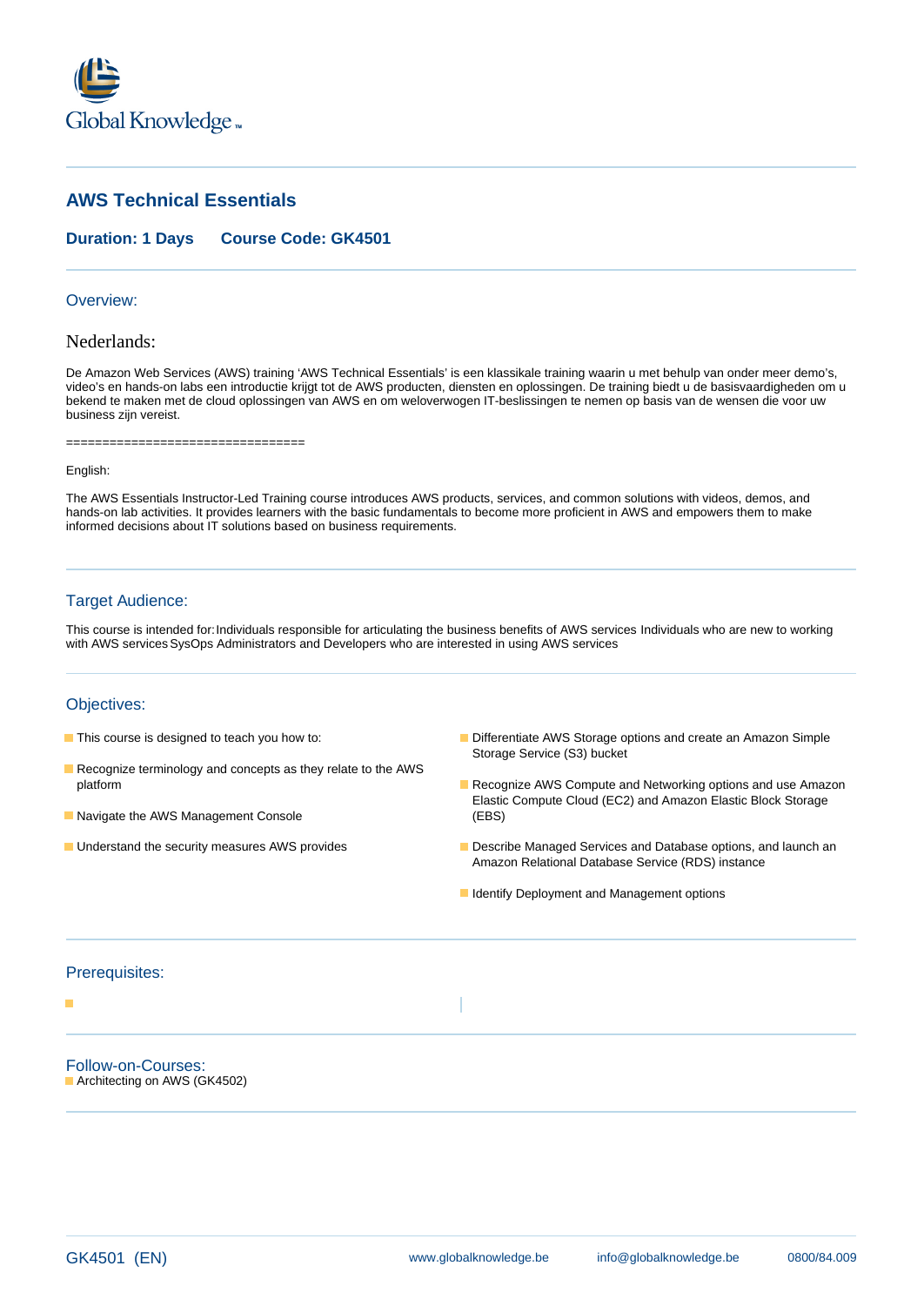Global Knowledge™

# AWS Technical Essentials

**Duration: 1 Days Course Code: GK4501**

## Overview:

### Nederlands:

De Amazon Web Services (AWS) training 'AWS Technical Essentials' is een klassikale training waarin u met behulp van onder meer demo's, video's en hands-on labs een introductie krijgt tot de AWS producten, diensten en oplossingen. De training biedt u de basisvaardigheden om u bekend te maken met de cloud oplossingen van AWS en om weloverwogen IT-beslissingen te nemen op basis van de wensen die voor uw business zijn vereist.

================================

English:

The AWS Essentials Instructor-Led Training course introduces AWS products, services, and common solutions with videos, demos, and hands-on lab activities. It provides learners with the basic fundamentals to become more proficient in AWS and empowers them to make informed decisions about IT solutions based on business requirements.

## Target Audience:

This course is intended for: Individuals responsible for articulating the business benefits of AWS services Individuals who are new to working with AWS services SysOps Administrators and Developers who are interested in using AWS services

## Objectives:

- This course is designed to teach you how to:
- Recognize terminology and concepts as they relate to the AWS platform
- Navigate the AWS Management Console
- Understand the security measures AWS provides
- Differentiate AWS Storage options and create an Amazon Simple Storage Service (S3) bucket
- Recognize AWS Compute and Networking options and use Amazon Elastic Compute Cloud (EC2) and Amazon Elastic Block Storage (EBS)
- Describe Managed Services and Database options, and launch an Amazon Relational Database Service (RDS) instance
- Identify Deployment and Management options

## Prerequisites:

## Follow-on-Courses:

- Architecting on AWS (GK4502)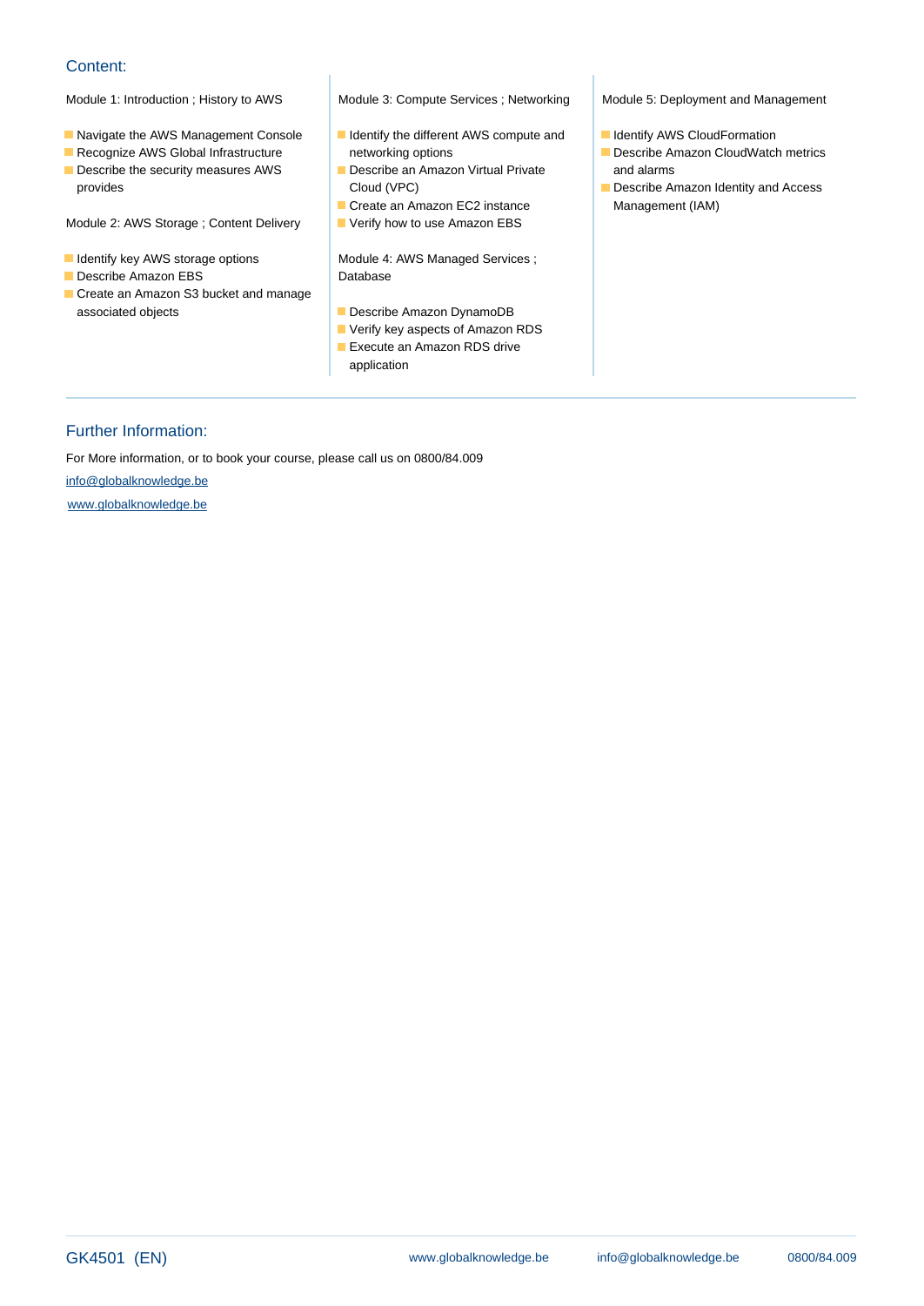## Content:

Module 1: Introduction ; History to AWS

- Navigate the AWS Management Console
- Recognize AWS Global Infrastructure
- Describe the security measures AWS provides

Module 2: AWS Storage ; Content Delivery

- Identify key AWS storage options
- Describe Amazon EBS
- Create an Amazon S3 bucket and manage associated objects

Module 3: Compute Services ; Networking

- Identify the different AWS compute and networking options
- Describe an Amazon Virtual Private Cloud (VPC)
- Create an Amazon EC2 instance
- Verify how to use Amazon EBS

Module 4: AWS Managed Services ; Database

- Describe Amazon DynamoDB
- Verify key aspects of Amazon RDS
- Execute an Amazon RDS drive application

Module 5: Deployment and Management

- Identify AWS CloudFormation
- Describe Amazon CloudWatch metrics and alarms
- Describe Amazon Identity and Access Management (IAM)

## Further Information:

For More information, or to book your course, please call us on 0800/84.009

info@globalknowledge.be

www.globalknowledge.be